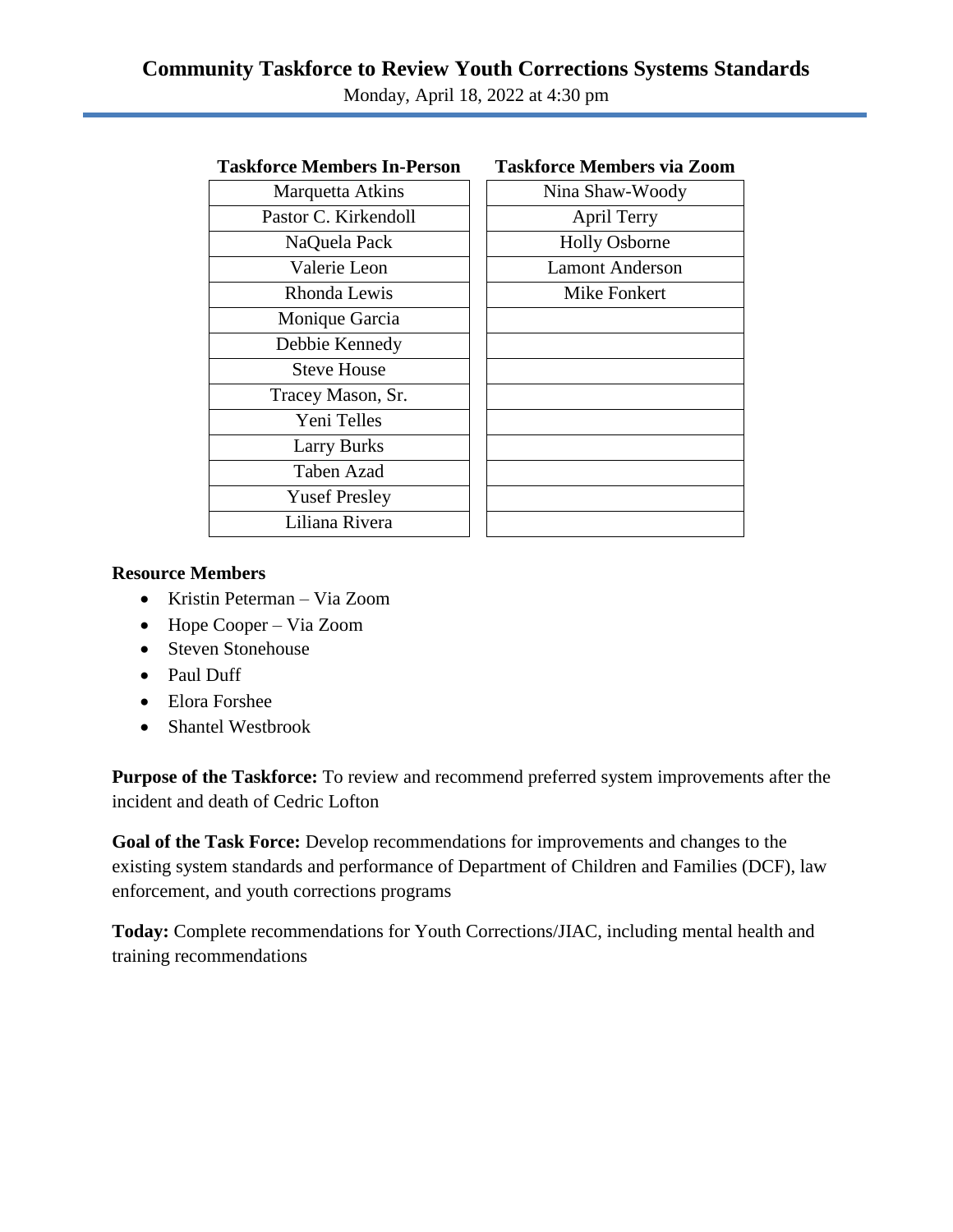# Community Taskforce to Review Youth Corrections Systems Standards

Monday, April 18, 2022 at 4:30 pm

| Taskforce Members In-Person | Taskforce Members via Zoom |
|---|---|
| Marquetta Atkins | Nina Shaw-Woody |
| Pastor C. Kirkendoll | April Terry |
| NaQuela Pack | Holly Osborne |
| Valerie Leon | Lamont Anderson |
| Rhonda Lewis | Mike Fonkert |
| Monique Garcia | |
| Debbie Kennedy | |
| Steve House | |
| Tracey Mason, Sr. | |
| Yeni Telles | |
| Larry Burks | |
| Taben Azad | |
| Yusef Presley | |
| Liliana Rivera | |

**Resource Members**

- Kristin Peterman – Via Zoom
- Hope Cooper – Via Zoom
- Steven Stonehouse
- Paul Duff
- Elora Forshee
- Shantel Westbrook

**Purpose of the Taskforce:** To review and recommend preferred system improvements after the incident and death of Cedric Lofton

**Goal of the Task Force:** Develop recommendations for improvements and changes to the existing system standards and performance of Department of Children and Families (DCF), law enforcement, and youth corrections programs

**Today:** Complete recommendations for Youth Corrections/JIAC, including mental health and training recommendations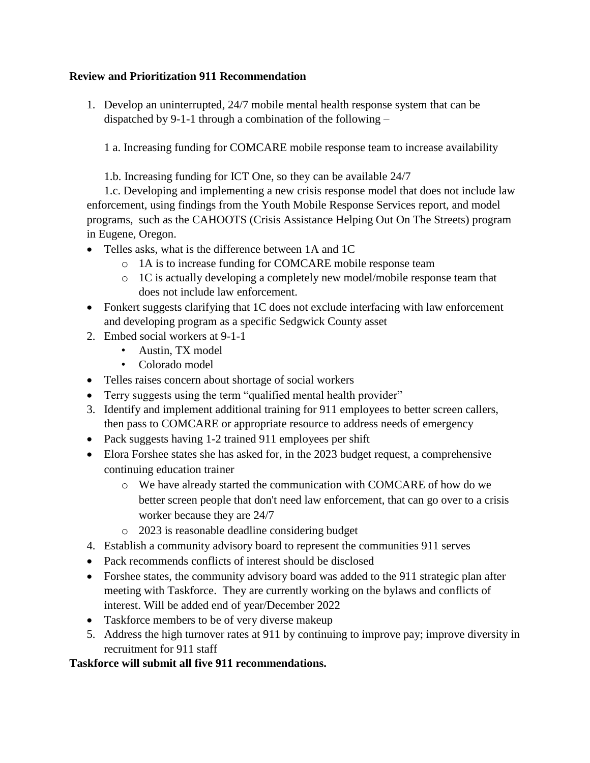**Review and Prioritization 911 Recommendation**

1. Develop an uninterrupted, 24/7 mobile mental health response system that can be dispatched by 9-1-1 through a combination of the following –

   1 a. Increasing funding for COMCARE mobile response team to increase availability

   1.b. Increasing funding for ICT One, so they can be available 24/7

   1.c. Developing and implementing a new crisis response model that does not include law enforcement, using findings from the Youth Mobile Response Services report, and model programs, such as the CAHOOTS (Crisis Assistance Helping Out On The Streets) program in Eugene, Oregon.

- Telles asks, what is the difference between 1A and 1C
    - 1A is to increase funding for COMCARE mobile response team
    - 1C is actually developing a completely new model/mobile response team that does not include law enforcement.
- Fonkert suggests clarifying that 1C does not exclude interfacing with law enforcement and developing program as a specific Sedgwick County asset

2. Embed social workers at 9-1-1
    - Austin, TX model
    - Colorado model

- Telles raises concern about shortage of social workers
- Terry suggests using the term "qualified mental health provider"

3. Identify and implement additional training for 911 employees to better screen callers, then pass to COMCARE or appropriate resource to address needs of emergency

- Pack suggests having 1-2 trained 911 employees per shift
- Elora Forshee states she has asked for, in the 2023 budget request, a comprehensive continuing education trainer
    - We have already started the communication with COMCARE of how do we better screen people that don't need law enforcement, that can go over to a crisis worker because they are 24/7
    - 2023 is reasonable deadline considering budget

4. Establish a community advisory board to represent the communities 911 serves

- Pack recommends conflicts of interest should be disclosed
- Forshee states, the community advisory board was added to the 911 strategic plan after meeting with Taskforce. They are currently working on the bylaws and conflicts of interest. Will be added end of year/December 2022
- Taskforce members to be of very diverse makeup

5. Address the high turnover rates at 911 by continuing to improve pay; improve diversity in recruitment for 911 staff

**Taskforce will submit all five 911 recommendations.**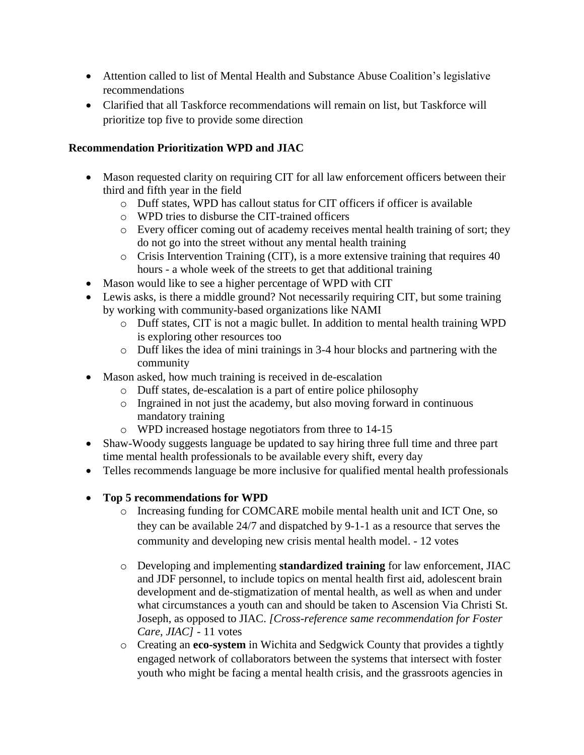- Attention called to list of Mental Health and Substance Abuse Coalition's legislative recommendations
- Clarified that all Taskforce recommendations will remain on list, but Taskforce will prioritize top five to provide some direction

**Recommendation Prioritization WPD and JIAC**

- Mason requested clarity on requiring CIT for all law enforcement officers between their third and fifth year in the field
    - Duff states, WPD has callout status for CIT officers if officer is available
    - WPD tries to disburse the CIT-trained officers
    - Every officer coming out of academy receives mental health training of sort; they do not go into the street without any mental health training
    - Crisis Intervention Training (CIT), is a more extensive training that requires 40 hours - a whole week of the streets to get that additional training
- Mason would like to see a higher percentage of WPD with CIT
- Lewis asks, is there a middle ground? Not necessarily requiring CIT, but some training by working with community-based organizations like NAMI
    - Duff states, CIT is not a magic bullet. In addition to mental health training WPD is exploring other resources too
    - Duff likes the idea of mini trainings in 3-4 hour blocks and partnering with the community
- Mason asked, how much training is received in de-escalation
    - Duff states, de-escalation is a part of entire police philosophy
    - Ingrained in not just the academy, but also moving forward in continuous mandatory training
    - WPD increased hostage negotiators from three to 14-15
- Shaw-Woody suggests language be updated to say hiring three full time and three part time mental health professionals to be available every shift, every day
- Telles recommends language be more inclusive for qualified mental health professionals

- **Top 5 recommendations for WPD**
    - Increasing funding for COMCARE mobile mental health unit and ICT One, so they can be available 24/7 and dispatched by 9-1-1 as a resource that serves the community and developing new crisis mental health model. - 12 votes
    - Developing and implementing **standardized training** for law enforcement, JIAC and JDF personnel, to include topics on mental health first aid, adolescent brain development and de-stigmatization of mental health, as well as when and under what circumstances a youth can and should be taken to Ascension Via Christi St. Joseph, as opposed to JIAC. *[Cross-reference same recommendation for Foster Care, JIAC]* - 11 votes
    - Creating an **eco-system** in Wichita and Sedgwick County that provides a tightly engaged network of collaborators between the systems that intersect with foster youth who might be facing a mental health crisis, and the grassroots agencies in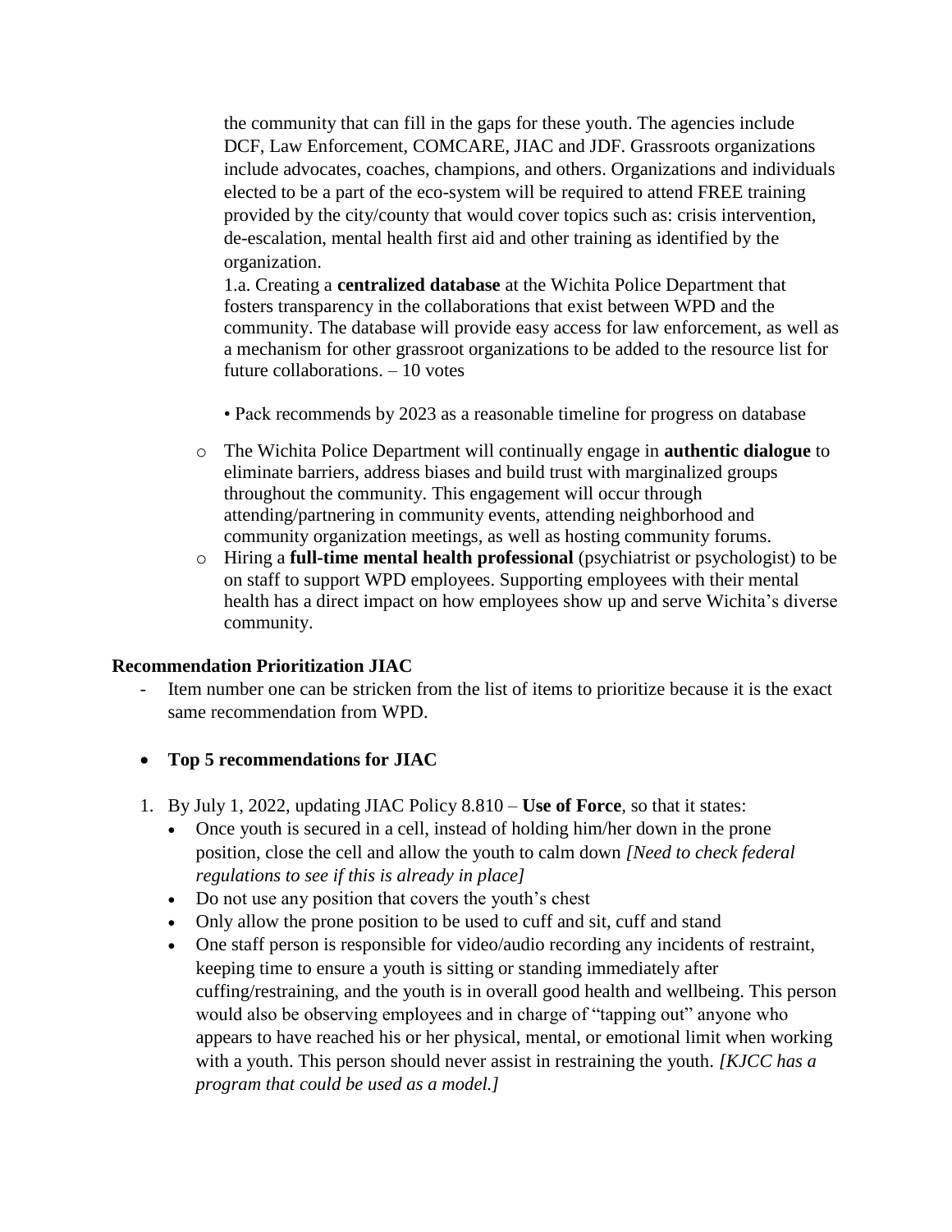the community that can fill in the gaps for these youth. The agencies include DCF, Law Enforcement, COMCARE, JIAC and JDF. Grassroots organizations include advocates, coaches, champions, and others. Organizations and individuals elected to be a part of the eco-system will be required to attend FREE training provided by the city/county that would cover topics such as: crisis intervention, de-escalation, mental health first aid and other training as identified by the organization.

1.a. Creating a **centralized database** at the Wichita Police Department that fosters transparency in the collaborations that exist between WPD and the community. The database will provide easy access for law enforcement, as well as a mechanism for other grassroot organizations to be added to the resource list for future collaborations. – 10 votes

• Pack recommends by 2023 as a reasonable timeline for progress on database

- The Wichita Police Department will continually engage in **authentic dialogue** to eliminate barriers, address biases and build trust with marginalized groups throughout the community. This engagement will occur through attending/partnering in community events, attending neighborhood and community organization meetings, as well as hosting community forums.
- Hiring a **full-time mental health professional** (psychiatrist or psychologist) to be on staff to support WPD employees. Supporting employees with their mental health has a direct impact on how employees show up and serve Wichita's diverse community.

**Recommendation Prioritization JIAC**

- Item number one can be stricken from the list of items to prioritize because it is the exact same recommendation from WPD.

- **Top 5 recommendations for JIAC**

1. By July 1, 2022, updating JIAC Policy 8.810 – **Use of Force**, so that it states:
   - Once youth is secured in a cell, instead of holding him/her down in the prone position, close the cell and allow the youth to calm down *[Need to check federal regulations to see if this is already in place]*
   - Do not use any position that covers the youth's chest
   - Only allow the prone position to be used to cuff and sit, cuff and stand
   - One staff person is responsible for video/audio recording any incidents of restraint, keeping time to ensure a youth is sitting or standing immediately after cuffing/restraining, and the youth is in overall good health and wellbeing. This person would also be observing employees and in charge of "tapping out" anyone who appears to have reached his or her physical, mental, or emotional limit when working with a youth. This person should never assist in restraining the youth. *[KJCC has a program that could be used as a model.]*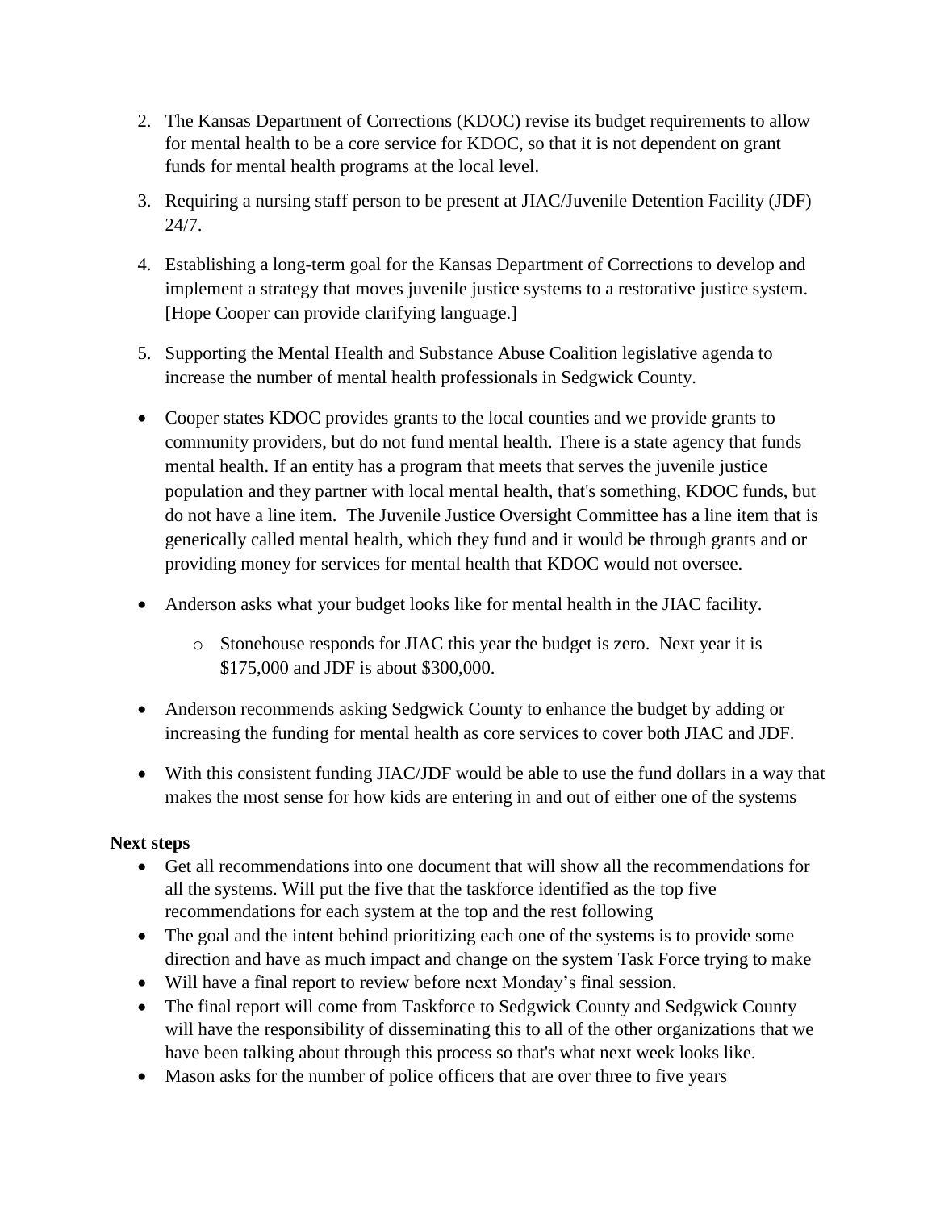2. The Kansas Department of Corrections (KDOC) revise its budget requirements to allow for mental health to be a core service for KDOC, so that it is not dependent on grant funds for mental health programs at the local level.
3. Requiring a nursing staff person to be present at JIAC/Juvenile Detention Facility (JDF) 24/7.
4. Establishing a long-term goal for the Kansas Department of Corrections to develop and implement a strategy that moves juvenile justice systems to a restorative justice system. [Hope Cooper can provide clarifying language.]
5. Supporting the Mental Health and Substance Abuse Coalition legislative agenda to increase the number of mental health professionals in Sedgwick County.

- Cooper states KDOC provides grants to the local counties and we provide grants to community providers, but do not fund mental health. There is a state agency that funds mental health. If an entity has a program that meets that serves the juvenile justice population and they partner with local mental health, that's something, KDOC funds, but do not have a line item. The Juvenile Justice Oversight Committee has a line item that is generically called mental health, which they fund and it would be through grants and or providing money for services for mental health that KDOC would not oversee.
- Anderson asks what your budget looks like for mental health in the JIAC facility.
  - Stonehouse responds for JIAC this year the budget is zero. Next year it is $175,000 and JDF is about $300,000.
- Anderson recommends asking Sedgwick County to enhance the budget by adding or increasing the funding for mental health as core services to cover both JIAC and JDF.
- With this consistent funding JIAC/JDF would be able to use the fund dollars in a way that makes the most sense for how kids are entering in and out of either one of the systems

**Next steps**

- Get all recommendations into one document that will show all the recommendations for all the systems. Will put the five that the taskforce identified as the top five recommendations for each system at the top and the rest following
- The goal and the intent behind prioritizing each one of the systems is to provide some direction and have as much impact and change on the system Task Force trying to make
- Will have a final report to review before next Monday's final session.
- The final report will come from Taskforce to Sedgwick County and Sedgwick County will have the responsibility of disseminating this to all of the other organizations that we have been talking about through this process so that's what next week looks like.
- Mason asks for the number of police officers that are over three to five years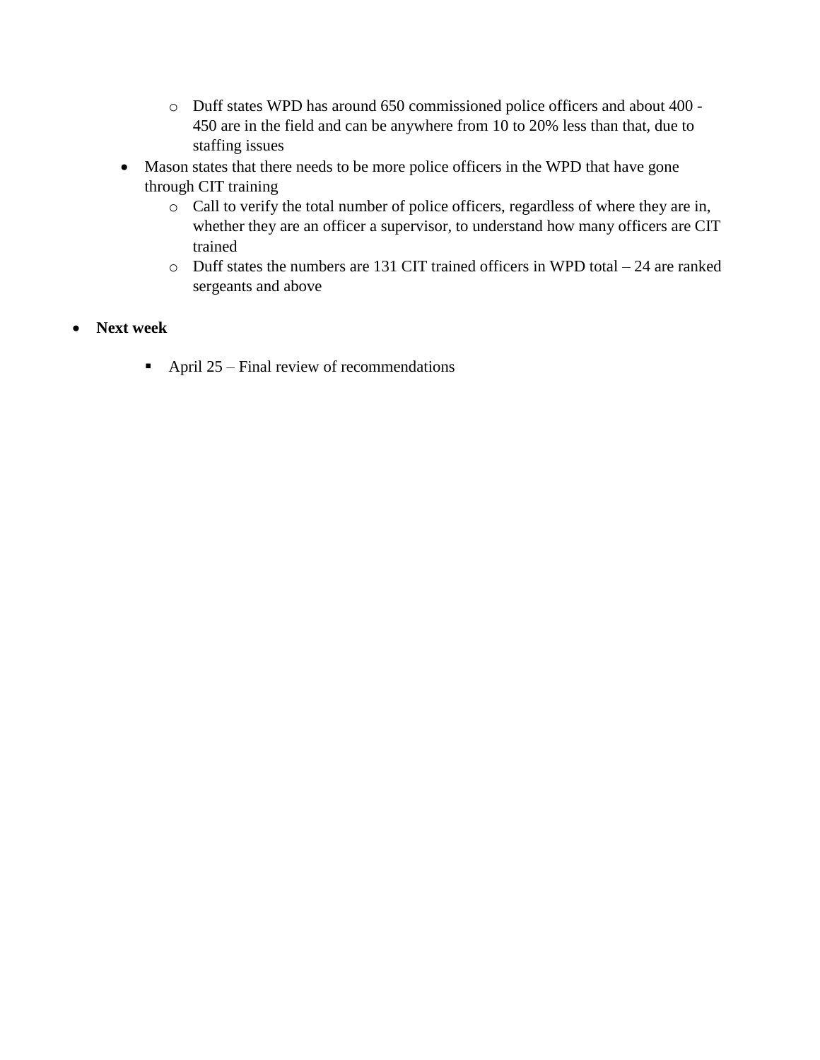- Duff states WPD has around 650 commissioned police officers and about 400 - 450 are in the field and can be anywhere from 10 to 20% less than that, due to staffing issues
  - Mason states that there needs to be more police officers in the WPD that have gone through CIT training
    - Call to verify the total number of police officers, regardless of where they are in, whether they are an officer a supervisor, to understand how many officers are CIT trained
    - Duff states the numbers are 131 CIT trained officers in WPD total – 24 are ranked sergeants and above

- **Next week**
    - April 25 – Final review of recommendations